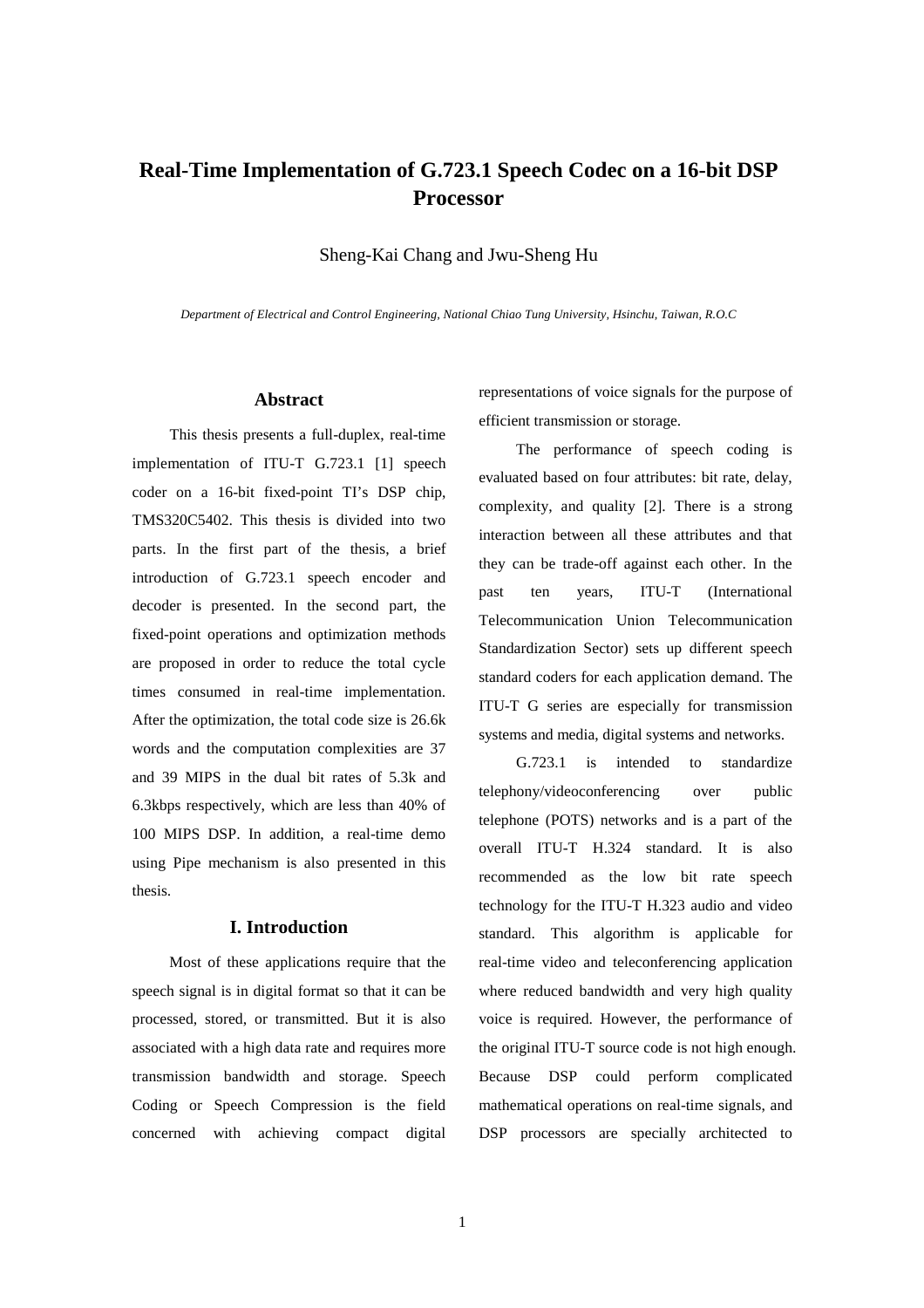# Real-Time Implementation of G.723.1 Speech Codec on a 16-bit DSP Processor

Sheng-Kai Chang and Jwu-Sheng Hu

*Department of Electrical and Control Engineering, National Chiao Tung University, Hsinchu, Taiwan, R.O.C*

## Abstract

This thesis presents a full-duplex, real-time implementation of ITU-T G.723.1 [1] speech coder on a 16-bit fixed-point TI's DSP chip, TMS320C5402. This thesis is divided into two parts. In the first part of the thesis, a brief introduction of G.723.1 speech encoder and decoder is presented. In the second part, the fixed-point operations and optimization methods are proposed in order to reduce the total cycle times consumed in real-time implementation. After the optimization, the total code size is 26.6k words and the computation complexities are 37 and 39 MIPS in the dual bit rates of 5.3k and 6.3kbps respectively, which are less than 40% of 100 MIPS DSP. In addition, a real-time demo using Pipe mechanism is also presented in this thesis.

## I. Introduction

Most of these applications require that the speech signal is in digital format so that it can be processed, stored, or transmitted. But it is also associated with a high data rate and requires more transmission bandwidth and storage. Speech Coding or Speech Compression is the field concerned with achieving compact digital representations of voice signals for the purpose of efficient transmission or storage.

The performance of speech coding is evaluated based on four attributes: bit rate, delay, complexity, and quality [2]. There is a strong interaction between all these attributes and that they can be trade-off against each other. In the past ten years, ITU-T (International Telecommunication Union Telecommunication Standardization Sector) sets up different speech standard coders for each application demand. The ITU-T G series are especially for transmission systems and media, digital systems and networks.

G.723.1 is intended to standardize telephony/videoconferencing over public telephone (POTS) networks and is a part of the overall ITU-T H.324 standard. It is also recommended as the low bit rate speech technology for the ITU-T H.323 audio and video standard. This algorithm is applicable for real-time video and teleconferencing application where reduced bandwidth and very high quality voice is required. However, the performance of the original ITU-T source code is not high enough. Because DSP could perform complicated mathematical operations on real-time signals, and DSP processors are specially architected to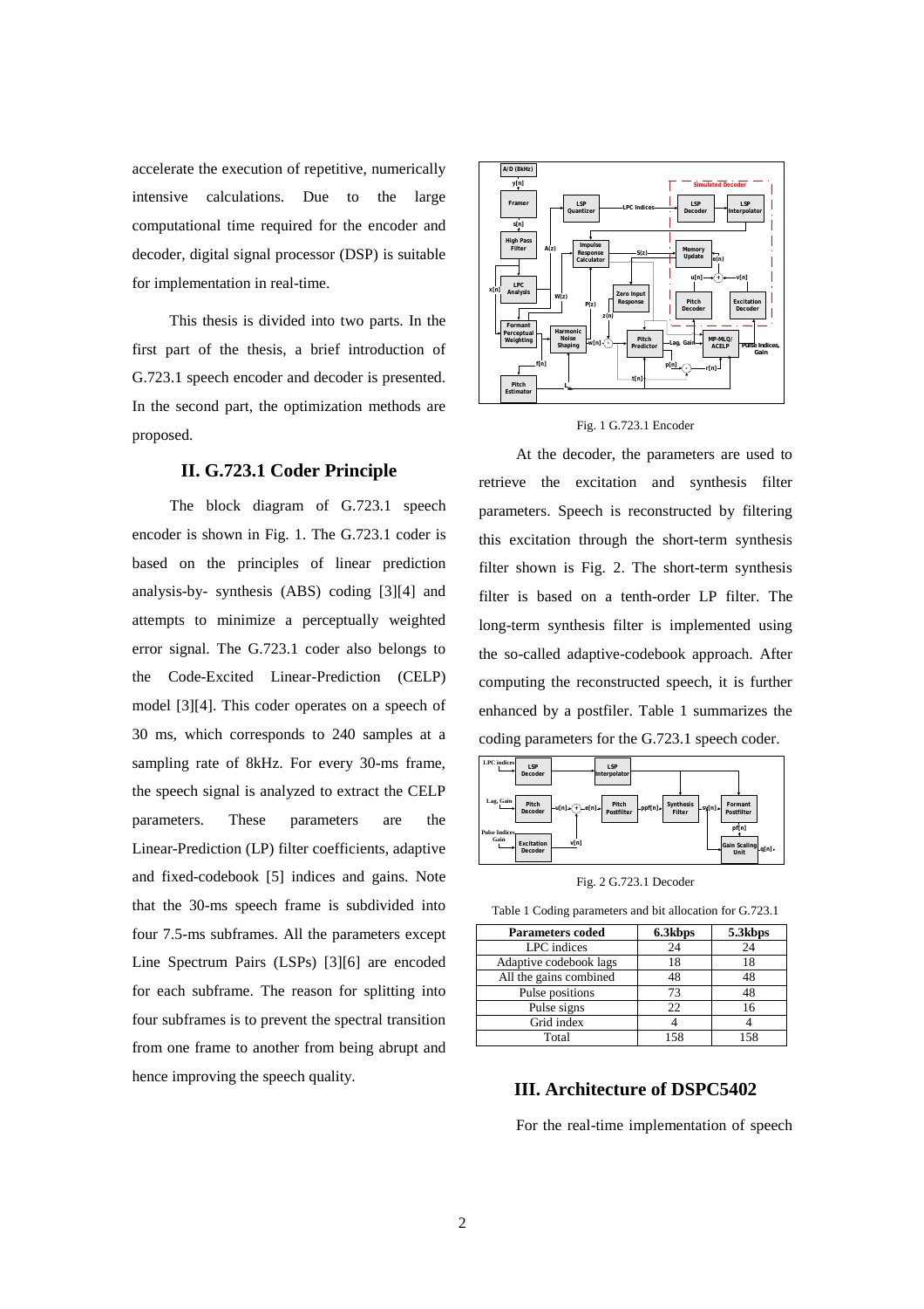accelerate the execution of repetitive, numerically intensive calculations. Due to the large computational time required for the encoder and decoder, digital signal processor (DSP) is suitable for implementation in real-time.

This thesis is divided into two parts. In the first part of the thesis, a brief introduction of G.723.1 speech encoder and decoder is presented. In the second part, the optimization methods are proposed.

## II. G.723.1 Coder Principle

The block diagram of G.723.1 speech encoder is shown in Fig. 1. The G.723.1 coder is based on the principles of linear prediction analysis-by- synthesis (ABS) coding [3][4] and attempts to minimize a perceptually weighted error signal. The G.723.1 coder also belongs to the Code-Excited Linear-Prediction (CELP) model [3][4]. This coder operates on a speech of 30 ms, which corresponds to 240 samples at a sampling rate of 8kHz. For every 30-ms frame, the speech signal is analyzed to extract the CELP parameters. These parameters are the Linear-Prediction (LP) filter coefficients, adaptive and fixed-codebook [5] indices and gains. Note that the 30-ms speech frame is subdivided into four 7.5-ms subframes. All the parameters except Line Spectrum Pairs (LSPs) [3][6] are encoded for each subframe. The reason for splitting into four subframes is to prevent the spectral transition from one frame to another from being abrupt and hence improving the speech quality.

Fig. 1 G.723.1 Encoder

At the decoder, the parameters are used to retrieve the excitation and synthesis filter parameters. Speech is reconstructed by filtering this excitation through the short-term synthesis filter shown is Fig. 2. The short-term synthesis filter is based on a tenth-order LP filter. The long-term synthesis filter is implemented using the so-called adaptive-codebook approach. After computing the reconstructed speech, it is further enhanced by a postfiler. Table 1 summarizes the coding parameters for the G.723.1 speech coder.

Fig. 2 G.723.1 Decoder

Table 1 Coding parameters and bit allocation for G.723.1

| Parameters coded | 6.3kbps | 5.3kbps |
|---|---|---|
| LPC indices | 24 | 24 |
| Adaptive codebook lags | 18 | 18 |
| All the gains combined | 48 | 48 |
| Pulse positions | 73 | 48 |
| Pulse signs | 22 | 16 |
| Grid index | 4 | 4 |
| Total | 158 | 158 |

## III. Architecture of DSPC5402

For the real-time implementation of speech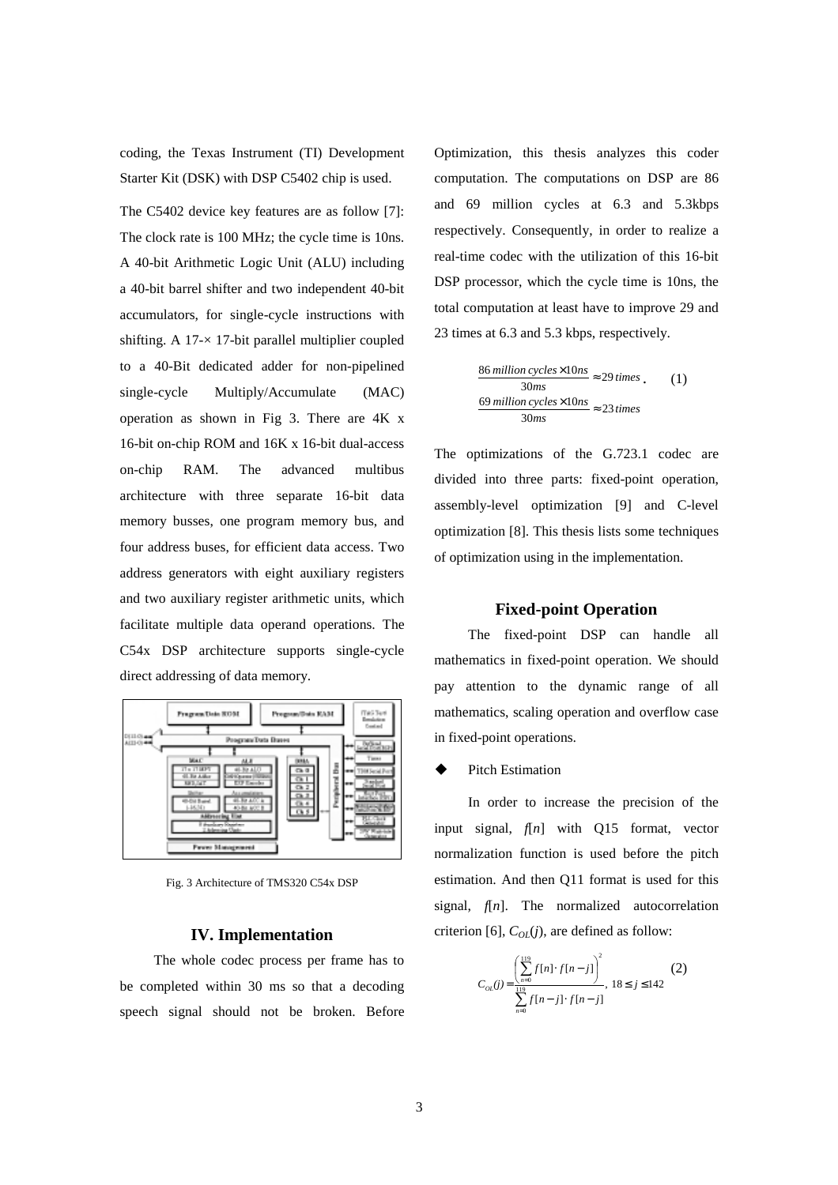coding, the Texas Instrument (TI) Development Starter Kit (DSK) with DSP C5402 chip is used.

The C5402 device key features are as follow [7]: The clock rate is 100 MHz; the cycle time is 10ns. A 40-bit Arithmetic Logic Unit (ALU) including a 40-bit barrel shifter and two independent 40-bit accumulators, for single-cycle instructions with shifting. A 17-× 17-bit parallel multiplier coupled to a 40-Bit dedicated adder for non-pipelined single-cycle Multiply/Accumulate (MAC) operation as shown in Fig 3. There are 4K x 16-bit on-chip ROM and 16K x 16-bit dual-access on-chip RAM. The advanced multibus architecture with three separate 16-bit data memory busses, one program memory bus, and four address buses, for efficient data access. Two address generators with eight auxiliary registers and two auxiliary register arithmetic units, which facilitate multiple data operand operations. The C54x DSP architecture supports single-cycle direct addressing of data memory.

Fig. 3 Architecture of TMS320 C54x DSP

## IV. Implementation

The whole codec process per frame has to be completed within 30 ms so that a decoding speech signal should not be broken. Before Optimization, this thesis analyzes this coder computation. The computations on DSP are 86 and 69 million cycles at 6.3 and 5.3kbps respectively. Consequently, in order to realize a real-time codec with the utilization of this 16-bit DSP processor, which the cycle time is 10ns, the total computation at least have to improve 29 and 23 times at 6.3 and 5.3 kbps, respectively.

$$\frac{86\,million\,cycles \times 10ns}{30ms} \approx 29\,times \qquad \frac{69\,million\,cycles \times 10ns}{30ms} \approx 23\,times \quad (1)$$

The optimizations of the G.723.1 codec are divided into three parts: fixed-point operation, assembly-level optimization [9] and C-level optimization [8]. This thesis lists some techniques of optimization using in the implementation.

### Fixed-point Operation

The fixed-point DSP can handle all mathematics in fixed-point operation. We should pay attention to the dynamic range of all mathematics, scaling operation and overflow case in fixed-point operations.

- Pitch Estimation

In order to increase the precision of the input signal, $f[n]$ with Q15 format, vector normalization function is used before the pitch estimation. And then Q11 format is used for this signal, $f[n]$. The normalized autocorrelation criterion [6], $C_{OL}(j)$, are defined as follow:

$$C_{OL}(j) = \frac{\left(\sum_{n=0}^{119} f[n] \cdot f[n-j]\right)^2}{\sum_{n=0}^{119} f[n-j] \cdot f[n-j]}, \; 18 \le j \le 142 \quad (2)$$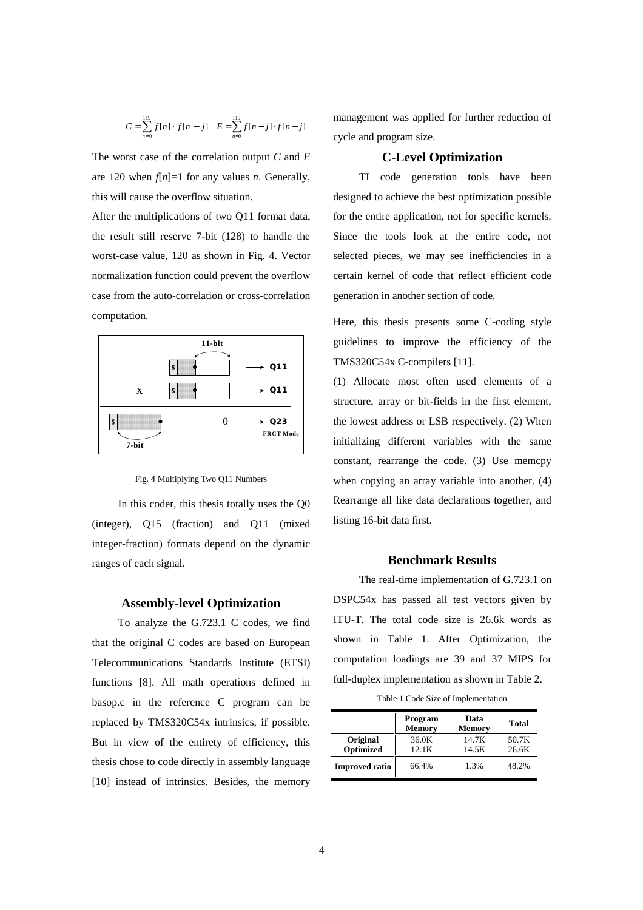$$C = \sum_{n=0}^{119} f[n] \cdot f[n-j] \quad E = \sum_{n=0}^{119} f[n-j] \cdot f[n-j]$$

The worst case of the correlation output $C$ and $E$ are 120 when $f[n]$=1 for any values $n$. Generally, this will cause the overflow situation.

After the multiplications of two Q11 format data, the result still reserve 7-bit (128) to handle the worst-case value, 120 as shown in Fig. 4. Vector normalization function could prevent the overflow case from the auto-correlation or cross-correlation computation.

Fig. 4 Multiplying Two Q11 Numbers

In this coder, this thesis totally uses the Q0 (integer), Q15 (fraction) and Q11 (mixed integer-fraction) formats depend on the dynamic ranges of each signal.

## Assembly-level Optimization

To analyze the G.723.1 C codes, we find that the original C codes are based on European Telecommunications Standards Institute (ETSI) functions [8]. All math operations defined in basop.c in the reference C program can be replaced by TMS320C54x intrinsics, if possible. But in view of the entirety of efficiency, this thesis chose to code directly in assembly language [10] instead of intrinsics. Besides, the memory management was applied for further reduction of cycle and program size.

## C-Level Optimization

TI code generation tools have been designed to achieve the best optimization possible for the entire application, not for specific kernels. Since the tools look at the entire code, not selected pieces, we may see inefficiencies in a certain kernel of code that reflect efficient code generation in another section of code.

Here, this thesis presents some C-coding style guidelines to improve the efficiency of the TMS320C54x C-compilers [11].

(1) Allocate most often used elements of a structure, array or bit-fields in the first element, the lowest address or LSB respectively. (2) When initializing different variables with the same constant, rearrange the code. (3) Use memcpy when copying an array variable into another. (4) Rearrange all like data declarations together, and listing 16-bit data first.

## Benchmark Results

The real-time implementation of G.723.1 on DSPC54x has passed all test vectors given by ITU-T. The total code size is 26.6k words as shown in Table 1. After Optimization, the computation loadings are 39 and 37 MIPS for full-duplex implementation as shown in Table 2.

Table 1 Code Size of Implementation

| | Program Memory | Data Memory | Total |
|---|---|---|---|
| **Original** | 36.0K | 14.7K | 50.7K |
| **Optimized** | 12.1K | 14.5K | 26.6K |
| **Improved ratio** | 66.4% | 1.3% | 48.2% |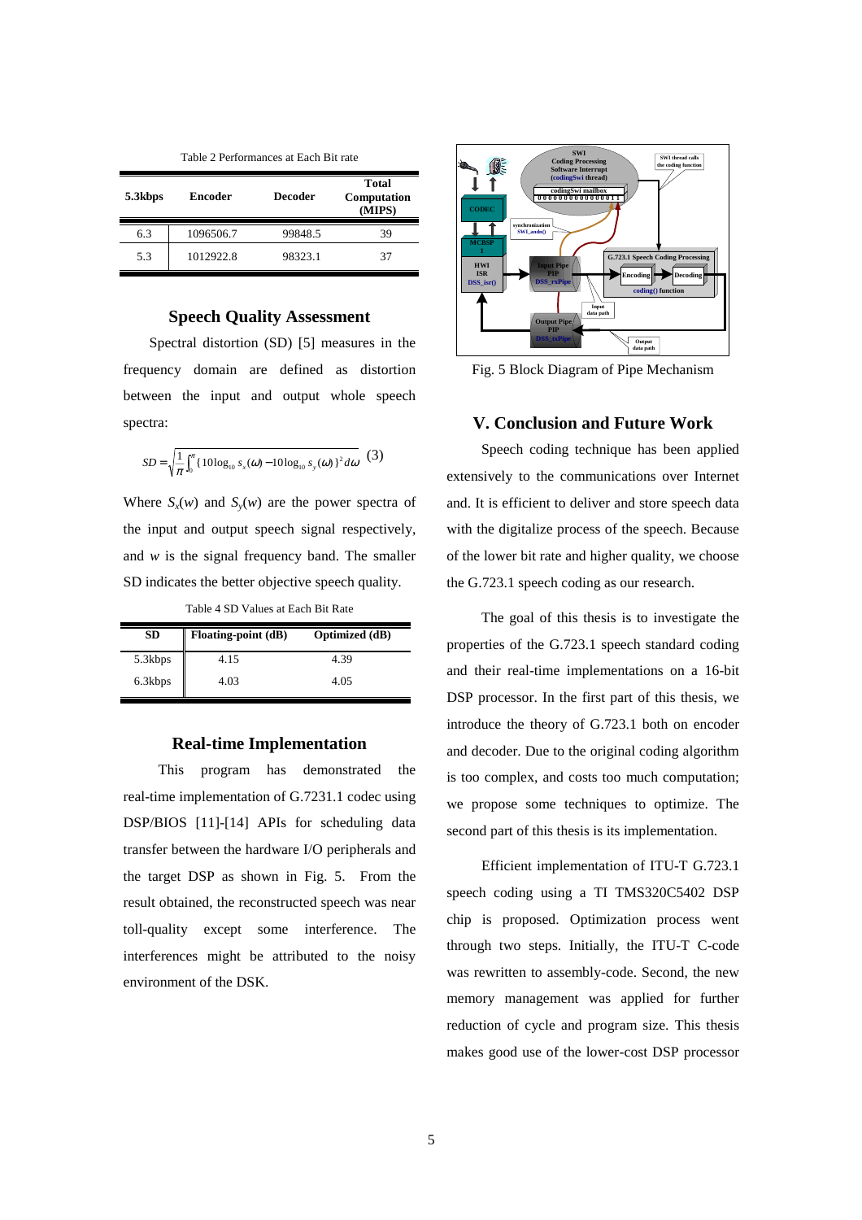Table 2 Performances at Each Bit rate

| 5.3kbps | Encoder | Decoder | Total Computation (MIPS) |
|---|---|---|---|
| 6.3 | 1096506.7 | 99848.5 | 39 |
| 5.3 | 1012922.8 | 98323.1 | 37 |

### Speech Quality Assessment

Spectral distortion (SD) [5] measures in the frequency domain are defined as distortion between the input and output whole speech spectra:

$$SD = \sqrt{\frac{1}{\pi}\int_0^{\pi}\{10\log_{10} s_x(\omega) - 10\log_{10} s_y(\omega)\}^2 d\omega} \quad (3)$$

Where $S_x(w)$ and $S_y(w)$ are the power spectra of the input and output speech signal respectively, and $w$ is the signal frequency band. The smaller SD indicates the better objective speech quality.

Table 4 SD Values at Each Bit Rate

| SD | Floating-point (dB) | Optimized (dB) |
|---|---|---|
| 5.3kbps | 4.15 | 4.39 |
| 6.3kbps | 4.03 | 4.05 |

### Real-time Implementation

This program has demonstrated the real-time implementation of G.7231.1 codec using DSP/BIOS [11]-[14] APIs for scheduling data transfer between the hardware I/O peripherals and the target DSP as shown in Fig. 5. From the result obtained, the reconstructed speech was near toll-quality except some interference. The interferences might be attributed to the noisy environment of the DSK.

Fig. 5 Block Diagram of Pipe Mechanism

## V. Conclusion and Future Work

Speech coding technique has been applied extensively to the communications over Internet and. It is efficient to deliver and store speech data with the digitalize process of the speech. Because of the lower bit rate and higher quality, we choose the G.723.1 speech coding as our research.

The goal of this thesis is to investigate the properties of the G.723.1 speech standard coding and their real-time implementations on a 16-bit DSP processor. In the first part of this thesis, we introduce the theory of G.723.1 both on encoder and decoder. Due to the original coding algorithm is too complex, and costs too much computation; we propose some techniques to optimize. The second part of this thesis is its implementation.

Efficient implementation of ITU-T G.723.1 speech coding using a TI TMS320C5402 DSP chip is proposed. Optimization process went through two steps. Initially, the ITU-T C-code was rewritten to assembly-code. Second, the new memory management was applied for further reduction of cycle and program size. This thesis makes good use of the lower-cost DSP processor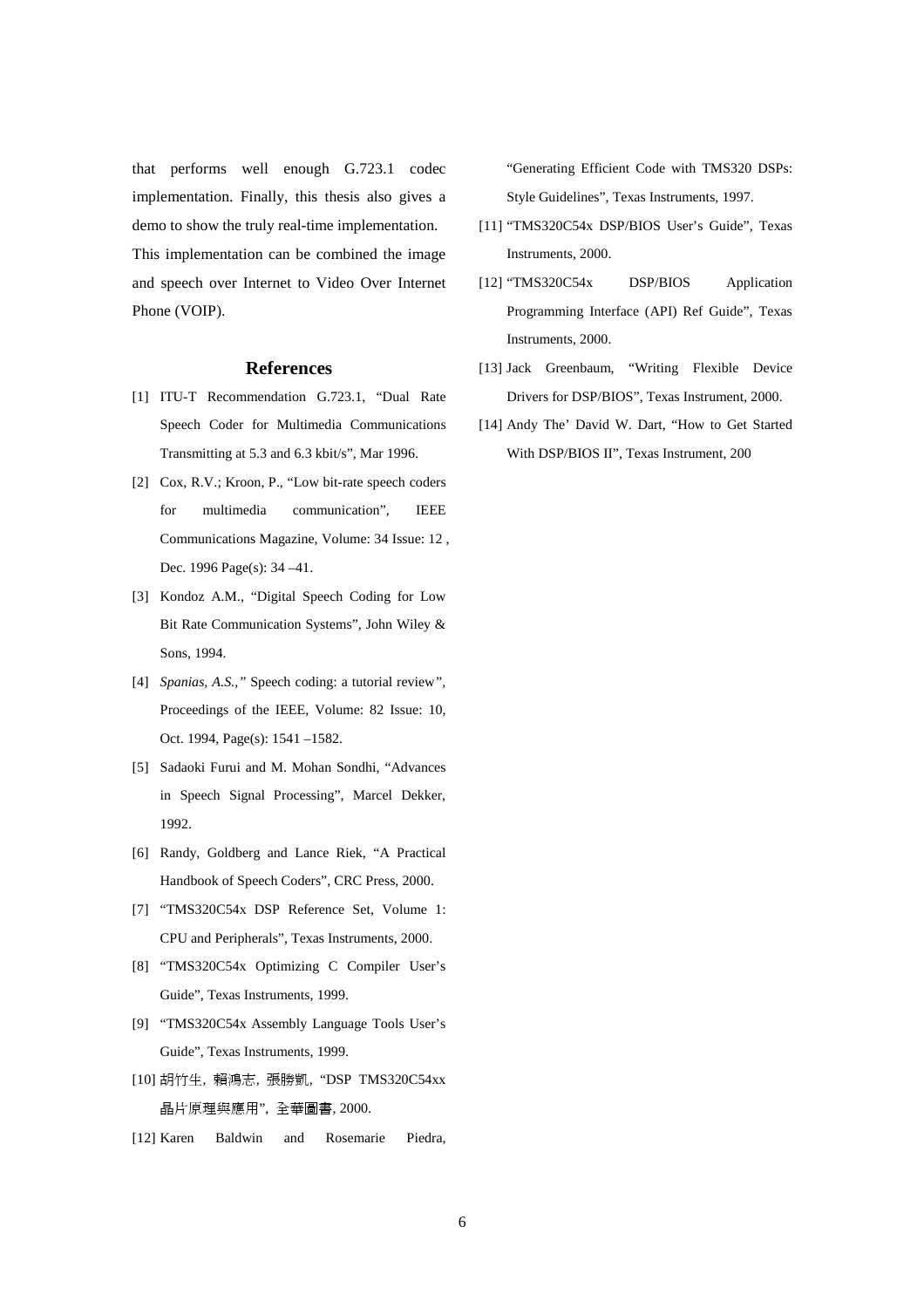that performs well enough G.723.1 codec implementation. Finally, this thesis also gives a demo to show the truly real-time implementation. This implementation can be combined the image and speech over Internet to Video Over Internet Phone (VOIP).

## References

[1] ITU-T Recommendation G.723.1, "Dual Rate Speech Coder for Multimedia Communications Transmitting at 5.3 and 6.3 kbit/s", Mar 1996.

[2] Cox, R.V.; Kroon, P., "Low bit-rate speech coders for multimedia communication", IEEE Communications Magazine, Volume: 34 Issue: 12 , Dec. 1996 Page(s): 34 –41.

[3] Kondoz A.M., "Digital Speech Coding for Low Bit Rate Communication Systems", John Wiley & Sons, 1994.

[4] *Spanias, A.S.,"* Speech coding: a tutorial review*"*, Proceedings of the IEEE, Volume: 82 Issue: 10, Oct. 1994, Page(s): 1541 –1582.

[5] Sadaoki Furui and M. Mohan Sondhi, "Advances in Speech Signal Processing", Marcel Dekker, 1992.

[6] Randy, Goldberg and Lance Riek, "A Practical Handbook of Speech Coders", CRC Press, 2000.

[7] "TMS320C54x DSP Reference Set, Volume 1: CPU and Peripherals", Texas Instruments, 2000.

[8] "TMS320C54x Optimizing C Compiler User's Guide", Texas Instruments, 1999.

[9] "TMS320C54x Assembly Language Tools User's Guide", Texas Instruments, 1999.

[10] 胡竹生, 賴鴻志, 張勝凱, "DSP TMS320C54xx 晶片原理與應用", 全華圖書, 2000.

[12] Karen Baldwin and Rosemarie Piedra, "Generating Efficient Code with TMS320 DSPs: Style Guidelines", Texas Instruments, 1997.

[11] "TMS320C54x DSP/BIOS User's Guide", Texas Instruments, 2000.

[12] "TMS320C54x DSP/BIOS Application Programming Interface (API) Ref Guide", Texas Instruments, 2000.

[13] Jack Greenbaum, "Writing Flexible Device Drivers for DSP/BIOS", Texas Instrument, 2000.

[14] Andy The' David W. Dart, "How to Get Started With DSP/BIOS II", Texas Instrument, 200